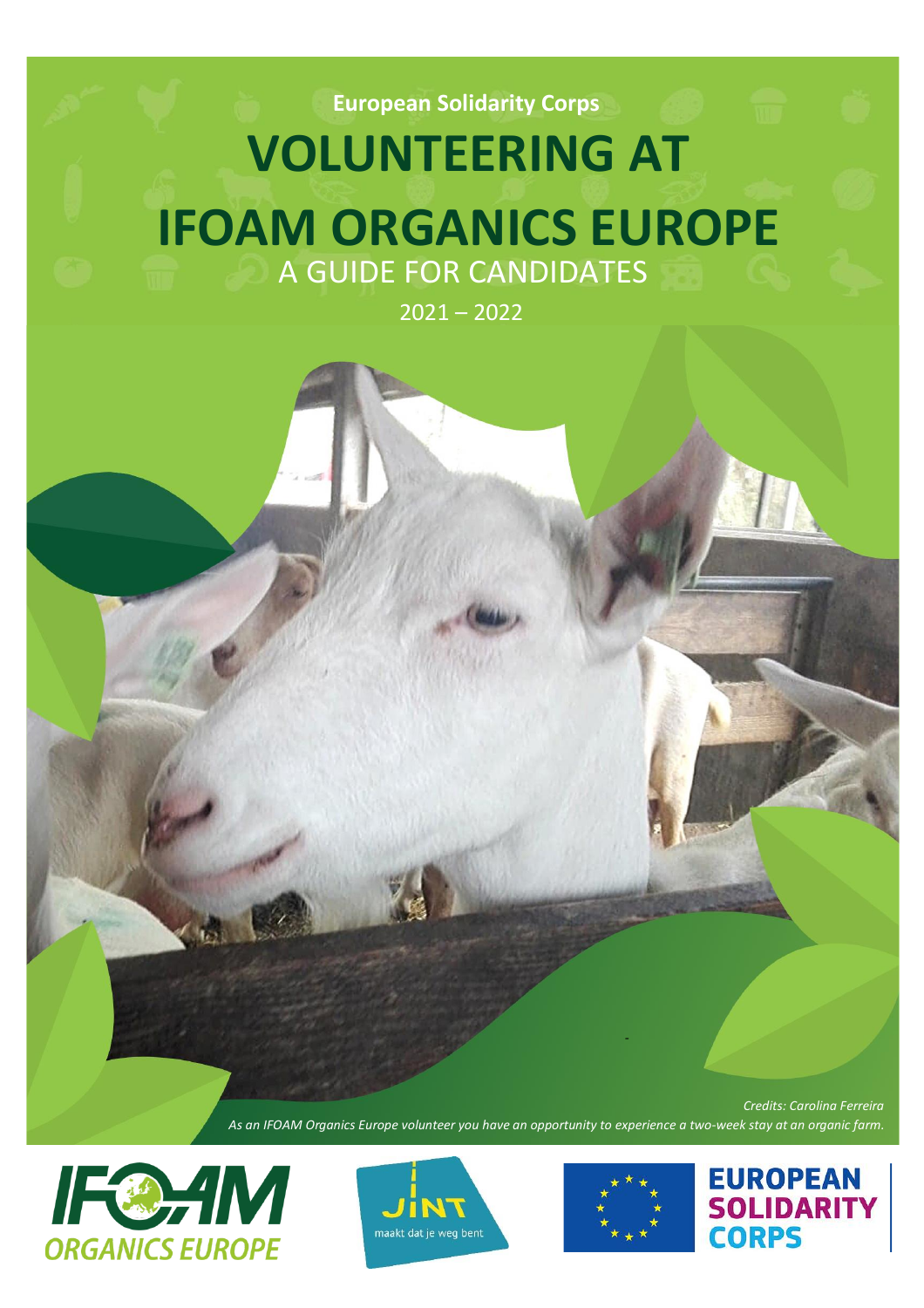**European Solidarity Corps**

# VOLUNTEERING AT IFOAM ORGANICS EUROPE

## A GUIDE FOR CANDIDATES

2021 – 2022

*Credits: Carolina Ferreira*

*As an IFOAM Organics Europe volunteer you have an opportunity to experience a two-week stay at an organic farm.*

IFOAM ORGANICS EUROPE

JINT maakt dat je weg bent

EUROPEAN SOLIDARITY CORPS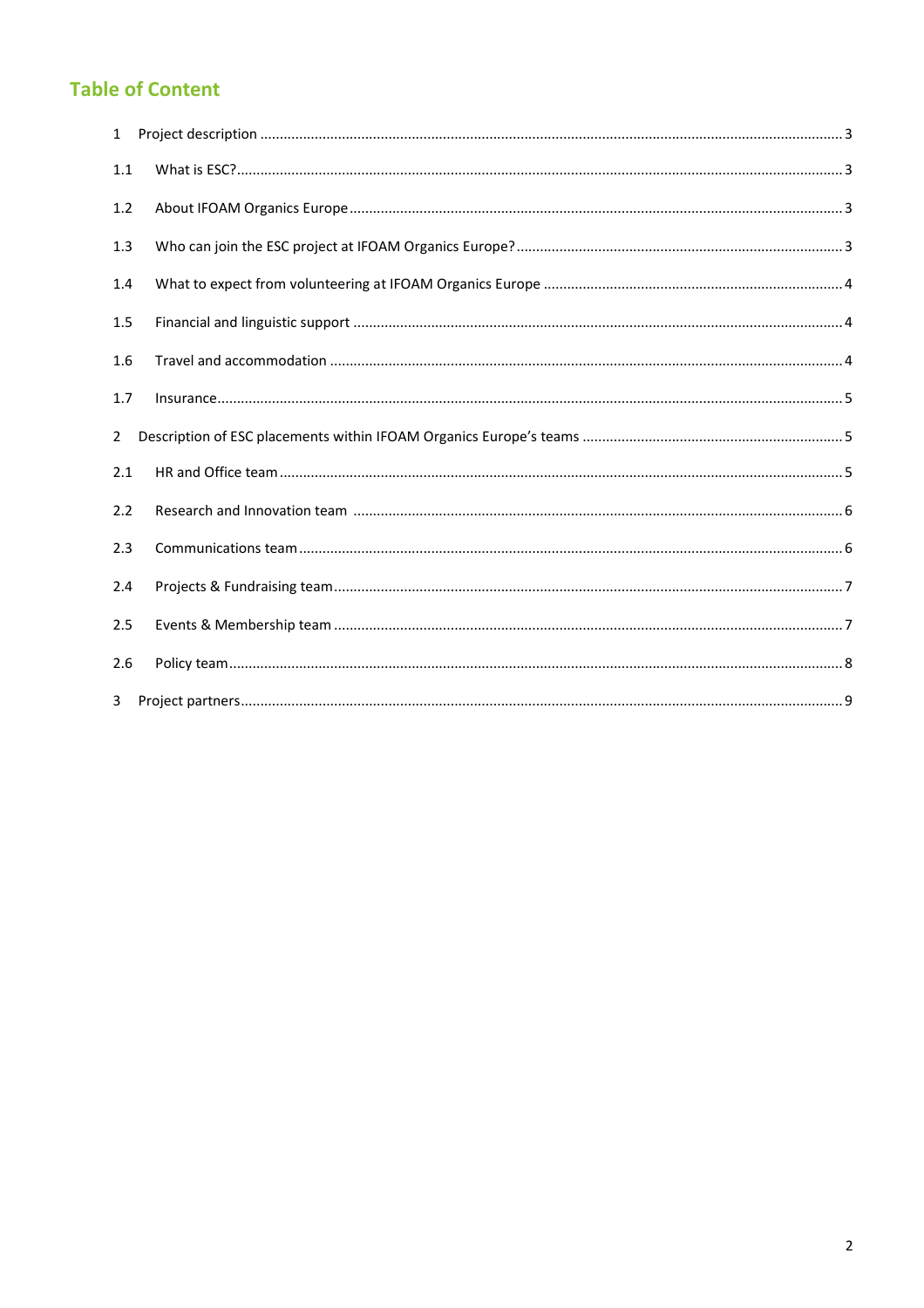## Table of Content

1 Project description ........................................................................ 3

1.1 What is ESC? ........................................................................ 3

1.2 About IFOAM Organics Europe ........................................................................ 3

1.3 Who can join the ESC project at IFOAM Organics Europe? ........................................................................ 3

1.4 What to expect from volunteering at IFOAM Organics Europe ........................................................................ 4

1.5 Financial and linguistic support ........................................................................ 4

1.6 Travel and accommodation ........................................................................ 4

1.7 Insurance ........................................................................ 5

2 Description of ESC placements within IFOAM Organics Europe's teams ........................................................................ 5

2.1 HR and Office team ........................................................................ 5

2.2 Research and Innovation team ........................................................................ 6

2.3 Communications team ........................................................................ 6

2.4 Projects & Fundraising team ........................................................................ 7

2.5 Events & Membership team ........................................................................ 7

2.6 Policy team ........................................................................ 8

3 Project partners ........................................................................ 9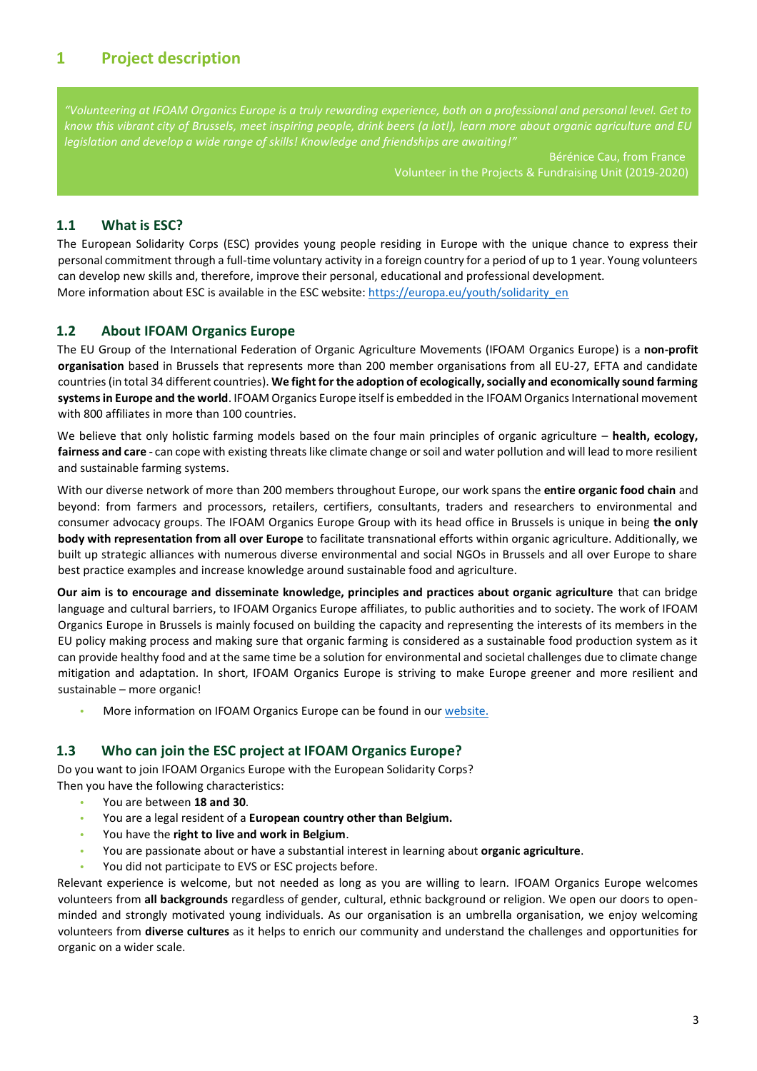# 1 Project description

> *"Volunteering at IFOAM Organics Europe is a truly rewarding experience, both on a professional and personal level. Get to know this vibrant city of Brussels, meet inspiring people, drink beers (a lot!), learn more about organic agriculture and EU legislation and develop a wide range of skills! Knowledge and friendships are awaiting!"*
>
> Bérénice Cau, from France
> Volunteer in the Projects & Fundraising Unit (2019-2020)

## 1.1 What is ESC?

The European Solidarity Corps (ESC) provides young people residing in Europe with the unique chance to express their personal commitment through a full-time voluntary activity in a foreign country for a period of up to 1 year. Young volunteers can develop new skills and, therefore, improve their personal, educational and professional development.
More information about ESC is available in the ESC website: [https://europa.eu/youth/solidarity_en](https://europa.eu/youth/solidarity_en)

## 1.2 About IFOAM Organics Europe

The EU Group of the International Federation of Organic Agriculture Movements (IFOAM Organics Europe) is a **non-profit organisation** based in Brussels that represents more than 200 member organisations from all EU-27, EFTA and candidate countries (in total 34 different countries). **We fight for the adoption of ecologically, socially and economically sound farming systems in Europe and the world**. IFOAM Organics Europe itself is embedded in the IFOAM Organics International movement with 800 affiliates in more than 100 countries.

We believe that only holistic farming models based on the four main principles of organic agriculture – **health, ecology, fairness and care** - can cope with existing threats like climate change or soil and water pollution and will lead to more resilient and sustainable farming systems.

With our diverse network of more than 200 members throughout Europe, our work spans the **entire organic food chain** and beyond: from farmers and processors, retailers, certifiers, consultants, traders and researchers to environmental and consumer advocacy groups. The IFOAM Organics Europe Group with its head office in Brussels is unique in being **the only body with representation from all over Europe** to facilitate transnational efforts within organic agriculture. Additionally, we built up strategic alliances with numerous diverse environmental and social NGOs in Brussels and all over Europe to share best practice examples and increase knowledge around sustainable food and agriculture.

**Our aim is to encourage and disseminate knowledge, principles and practices about organic agriculture** that can bridge language and cultural barriers, to IFOAM Organics Europe affiliates, to public authorities and to society. The work of IFOAM Organics Europe in Brussels is mainly focused on building the capacity and representing the interests of its members in the EU policy making process and making sure that organic farming is considered as a sustainable food production system as it can provide healthy food and at the same time be a solution for environmental and societal challenges due to climate change mitigation and adaptation. In short, IFOAM Organics Europe is striving to make Europe greener and more resilient and sustainable – more organic!

- More information on IFOAM Organics Europe can be found in our website.

## 1.3 Who can join the ESC project at IFOAM Organics Europe?

Do you want to join IFOAM Organics Europe with the European Solidarity Corps?
Then you have the following characteristics:

- You are between **18 and 30**.
- You are a legal resident of a **European country other than Belgium.**
- You have the **right to live and work in Belgium**.
- You are passionate about or have a substantial interest in learning about **organic agriculture**.
- You did not participate to EVS or ESC projects before.

Relevant experience is welcome, but not needed as long as you are willing to learn. IFOAM Organics Europe welcomes volunteers from **all backgrounds** regardless of gender, cultural, ethnic background or religion. We open our doors to open-minded and strongly motivated young individuals. As our organisation is an umbrella organisation, we enjoy welcoming volunteers from **diverse cultures** as it helps to enrich our community and understand the challenges and opportunities for organic on a wider scale.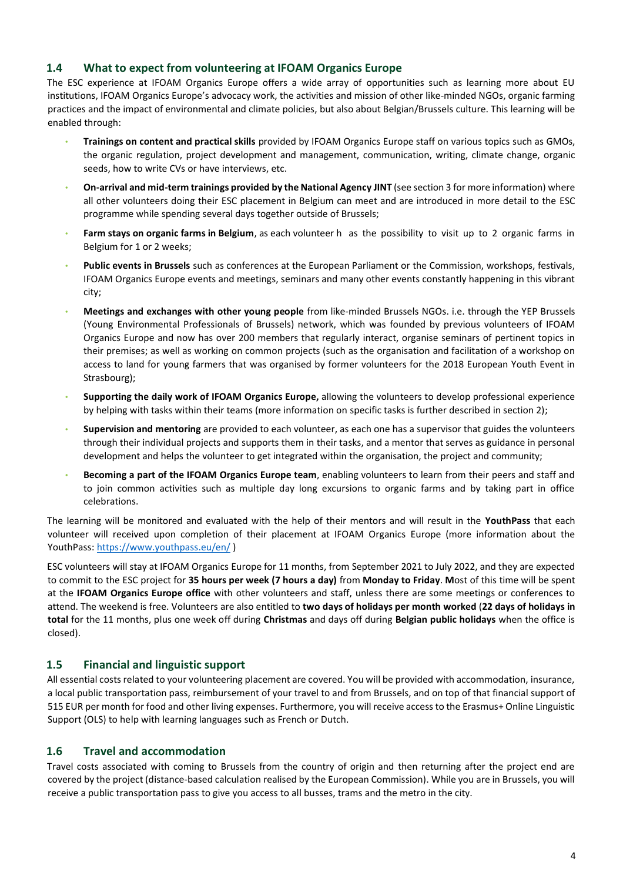## 1.4 What to expect from volunteering at IFOAM Organics Europe

The ESC experience at IFOAM Organics Europe offers a wide array of opportunities such as learning more about EU institutions, IFOAM Organics Europe's advocacy work, the activities and mission of other like-minded NGOs, organic farming practices and the impact of environmental and climate policies, but also about Belgian/Brussels culture. This learning will be enabled through:

- **Trainings on content and practical skills** provided by IFOAM Organics Europe staff on various topics such as GMOs, the organic regulation, project development and management, communication, writing, climate change, organic seeds, how to write CVs or have interviews, etc.
- **On-arrival and mid-term trainings provided by the National Agency JINT** (see section 3 for more information) where all other volunteers doing their ESC placement in Belgium can meet and are introduced in more detail to the ESC programme while spending several days together outside of Brussels;
- **Farm stays on organic farms in Belgium**, as each volunteer h as the possibility to visit up to 2 organic farms in Belgium for 1 or 2 weeks;
- **Public events in Brussels** such as conferences at the European Parliament or the Commission, workshops, festivals, IFOAM Organics Europe events and meetings, seminars and many other events constantly happening in this vibrant city;
- **Meetings and exchanges with other young people** from like-minded Brussels NGOs. i.e. through the YEP Brussels (Young Environmental Professionals of Brussels) network, which was founded by previous volunteers of IFOAM Organics Europe and now has over 200 members that regularly interact, organise seminars of pertinent topics in their premises; as well as working on common projects (such as the organisation and facilitation of a workshop on access to land for young farmers that was organised by former volunteers for the 2018 European Youth Event in Strasbourg);
- **Supporting the daily work of IFOAM Organics Europe,** allowing the volunteers to develop professional experience by helping with tasks within their teams (more information on specific tasks is further described in section 2);
- **Supervision and mentoring** are provided to each volunteer, as each one has a supervisor that guides the volunteers through their individual projects and supports them in their tasks, and a mentor that serves as guidance in personal development and helps the volunteer to get integrated within the organisation, the project and community;
- **Becoming a part of the IFOAM Organics Europe team**, enabling volunteers to learn from their peers and staff and to join common activities such as multiple day long excursions to organic farms and by taking part in office celebrations.

The learning will be monitored and evaluated with the help of their mentors and will result in the **YouthPass** that each volunteer will received upon completion of their placement at IFOAM Organics Europe (more information about the YouthPass: [https://www.youthpass.eu/en/](https://www.youthpass.eu/en/) )

ESC volunteers will stay at IFOAM Organics Europe for 11 months, from September 2021 to July 2022, and they are expected to commit to the ESC project for **35 hours per week (7 hours a day)** from **Monday to Friday**. **M**ost of this time will be spent at the **IFOAM Organics Europe office** with other volunteers and staff, unless there are some meetings or conferences to attend. The weekend is free. Volunteers are also entitled to **two days of holidays per month worked** (**22 days of holidays in total** for the 11 months, plus one week off during **Christmas** and days off during **Belgian public holidays** when the office is closed).

## 1.5 Financial and linguistic support

All essential costs related to your volunteering placement are covered. You will be provided with accommodation, insurance, a local public transportation pass, reimbursement of your travel to and from Brussels, and on top of that financial support of 515 EUR per month for food and other living expenses. Furthermore, you will receive access to the Erasmus+ Online Linguistic Support (OLS) to help with learning languages such as French or Dutch.

## 1.6 Travel and accommodation

Travel costs associated with coming to Brussels from the country of origin and then returning after the project end are covered by the project (distance-based calculation realised by the European Commission). While you are in Brussels, you will receive a public transportation pass to give you access to all busses, trams and the metro in the city.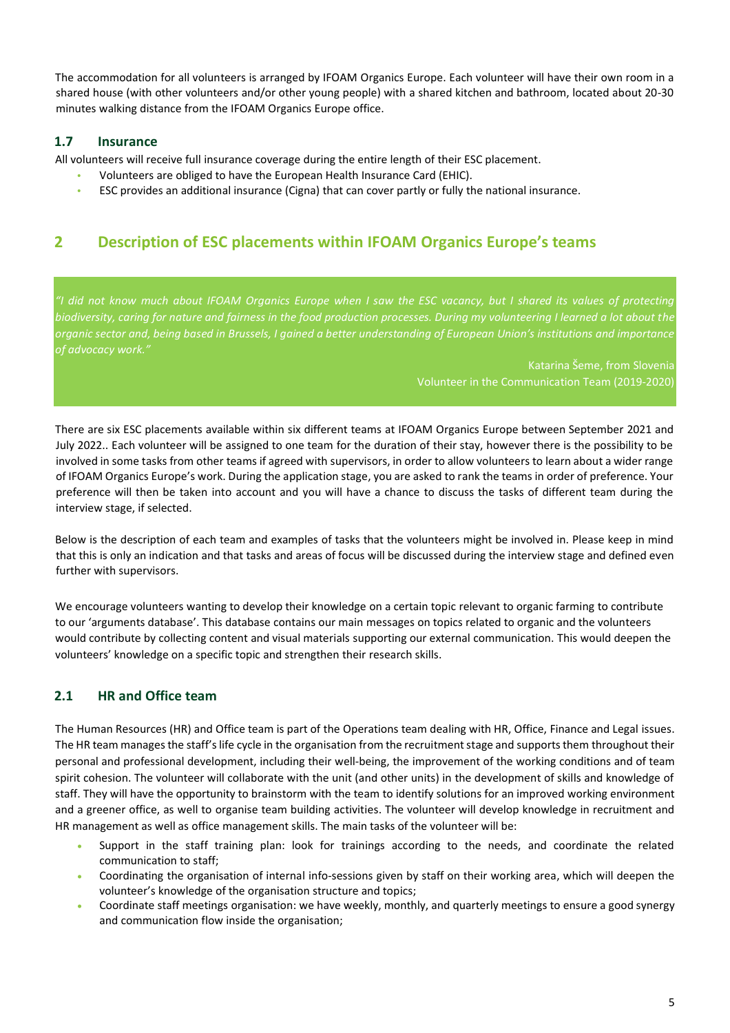The accommodation for all volunteers is arranged by IFOAM Organics Europe. Each volunteer will have their own room in a shared house (with other volunteers and/or other young people) with a shared kitchen and bathroom, located about 20-30 minutes walking distance from the IFOAM Organics Europe office.

### 1.7 Insurance

All volunteers will receive full insurance coverage during the entire length of their ESC placement.

- Volunteers are obliged to have the European Health Insurance Card (EHIC).
- ESC provides an additional insurance (Cigna) that can cover partly or fully the national insurance.

## 2 Description of ESC placements within IFOAM Organics Europe's teams

> *"I did not know much about IFOAM Organics Europe when I saw the ESC vacancy, but I shared its values of protecting biodiversity, caring for nature and fairness in the food production processes. During my volunteering I learned a lot about the organic sector and, being based in Brussels, I gained a better understanding of European Union's institutions and importance of advocacy work."*
>
> Katarina Šeme, from Slovenia
> Volunteer in the Communication Team (2019-2020)

There are six ESC placements available within six different teams at IFOAM Organics Europe between September 2021 and July 2022.. Each volunteer will be assigned to one team for the duration of their stay, however there is the possibility to be involved in some tasks from other teams if agreed with supervisors, in order to allow volunteers to learn about a wider range of IFOAM Organics Europe's work. During the application stage, you are asked to rank the teams in order of preference. Your preference will then be taken into account and you will have a chance to discuss the tasks of different team during the interview stage, if selected.

Below is the description of each team and examples of tasks that the volunteers might be involved in. Please keep in mind that this is only an indication and that tasks and areas of focus will be discussed during the interview stage and defined even further with supervisors.

We encourage volunteers wanting to develop their knowledge on a certain topic relevant to organic farming to contribute to our 'arguments database'. This database contains our main messages on topics related to organic and the volunteers would contribute by collecting content and visual materials supporting our external communication. This would deepen the volunteers' knowledge on a specific topic and strengthen their research skills.

### 2.1 HR and Office team

The Human Resources (HR) and Office team is part of the Operations team dealing with HR, Office, Finance and Legal issues. The HR team manages the staff's life cycle in the organisation from the recruitment stage and supports them throughout their personal and professional development, including their well-being, the improvement of the working conditions and of team spirit cohesion. The volunteer will collaborate with the unit (and other units) in the development of skills and knowledge of staff. They will have the opportunity to brainstorm with the team to identify solutions for an improved working environment and a greener office, as well to organise team building activities. The volunteer will develop knowledge in recruitment and HR management as well as office management skills. The main tasks of the volunteer will be:

- Support in the staff training plan: look for trainings according to the needs, and coordinate the related communication to staff;
- Coordinating the organisation of internal info-sessions given by staff on their working area, which will deepen the volunteer's knowledge of the organisation structure and topics;
- Coordinate staff meetings organisation: we have weekly, monthly, and quarterly meetings to ensure a good synergy and communication flow inside the organisation;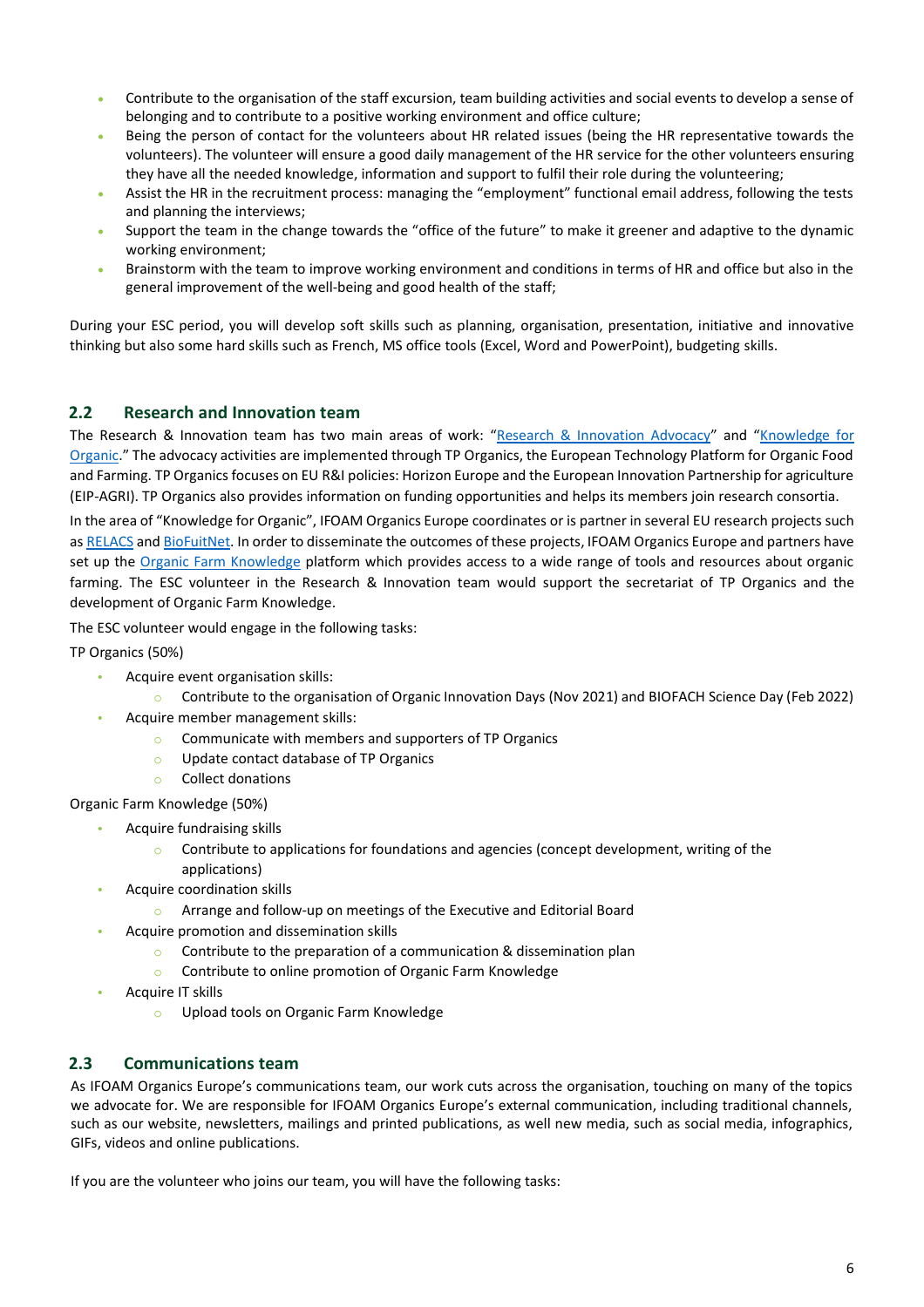- Contribute to the organisation of the staff excursion, team building activities and social events to develop a sense of belonging and to contribute to a positive working environment and office culture;
- Being the person of contact for the volunteers about HR related issues (being the HR representative towards the volunteers). The volunteer will ensure a good daily management of the HR service for the other volunteers ensuring they have all the needed knowledge, information and support to fulfil their role during the volunteering;
- Assist the HR in the recruitment process: managing the "employment" functional email address, following the tests and planning the interviews;
- Support the team in the change towards the "office of the future" to make it greener and adaptive to the dynamic working environment;
- Brainstorm with the team to improve working environment and conditions in terms of HR and office but also in the general improvement of the well-being and good health of the staff;

During your ESC period, you will develop soft skills such as planning, organisation, presentation, initiative and innovative thinking but also some hard skills such as French, MS office tools (Excel, Word and PowerPoint), budgeting skills.

## 2.2 Research and Innovation team

The Research & Innovation team has two main areas of work: "Research & Innovation Advocacy" and "Knowledge for Organic." The advocacy activities are implemented through TP Organics, the European Technology Platform for Organic Food and Farming. TP Organics focuses on EU R&I policies: Horizon Europe and the European Innovation Partnership for agriculture (EIP-AGRI). TP Organics also provides information on funding opportunities and helps its members join research consortia.

In the area of "Knowledge for Organic", IFOAM Organics Europe coordinates or is partner in several EU research projects such as RELACS and BioFuitNet. In order to disseminate the outcomes of these projects, IFOAM Organics Europe and partners have set up the Organic Farm Knowledge platform which provides access to a wide range of tools and resources about organic farming. The ESC volunteer in the Research & Innovation team would support the secretariat of TP Organics and the development of Organic Farm Knowledge.

The ESC volunteer would engage in the following tasks:

TP Organics (50%)

- Acquire event organisation skills:
  - Contribute to the organisation of Organic Innovation Days (Nov 2021) and BIOFACH Science Day (Feb 2022)
- Acquire member management skills:
  - Communicate with members and supporters of TP Organics
  - Update contact database of TP Organics
  - Collect donations

Organic Farm Knowledge (50%)

- Acquire fundraising skills
  - Contribute to applications for foundations and agencies (concept development, writing of the applications)
- Acquire coordination skills
  - Arrange and follow-up on meetings of the Executive and Editorial Board
- Acquire promotion and dissemination skills
  - Contribute to the preparation of a communication & dissemination plan
  - Contribute to online promotion of Organic Farm Knowledge
- Acquire IT skills
  - Upload tools on Organic Farm Knowledge

## 2.3 Communications team

As IFOAM Organics Europe's communications team, our work cuts across the organisation, touching on many of the topics we advocate for. We are responsible for IFOAM Organics Europe's external communication, including traditional channels, such as our website, newsletters, mailings and printed publications, as well new media, such as social media, infographics, GIFs, videos and online publications.

If you are the volunteer who joins our team, you will have the following tasks: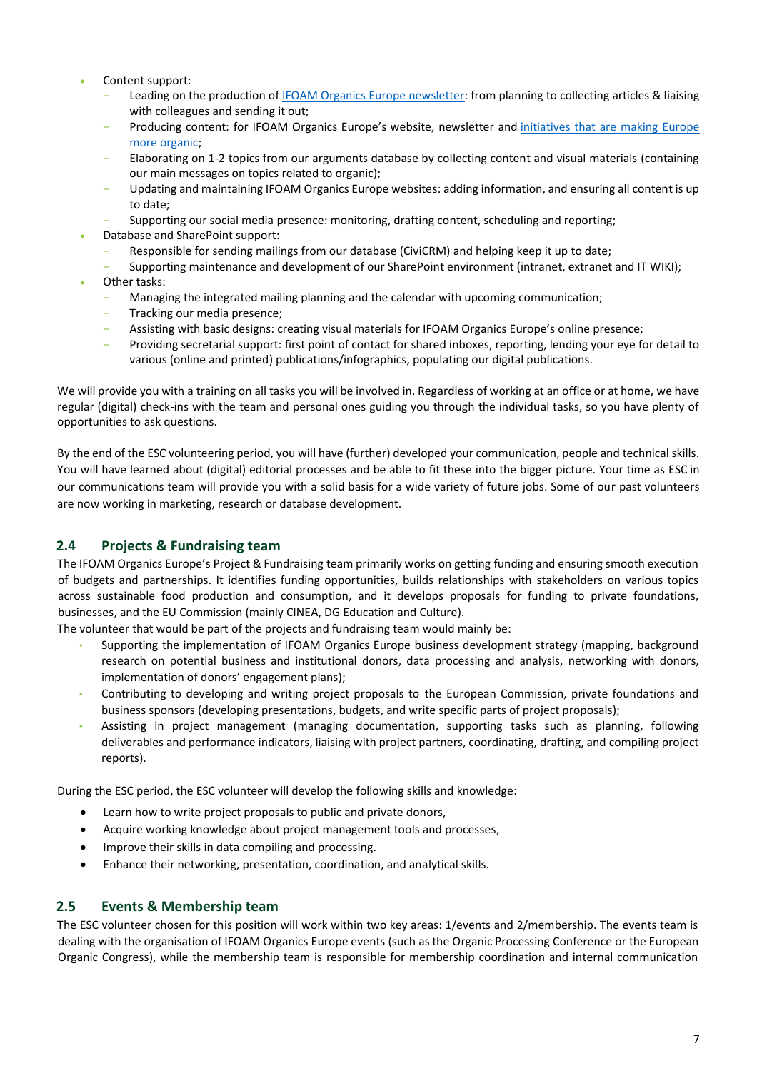- Content support:
  - Leading on the production of [IFOAM Organics Europe newsletter](): from planning to collecting articles & liaising with colleagues and sending it out;
  - Producing content: for IFOAM Organics Europe's website, newsletter and [initiatives that are making Europe more organic]();
  - Elaborating on 1-2 topics from our arguments database by collecting content and visual materials (containing our main messages on topics related to organic);
  - Updating and maintaining IFOAM Organics Europe websites: adding information, and ensuring all content is up to date;
  - Supporting our social media presence: monitoring, drafting content, scheduling and reporting;
- Database and SharePoint support:
  - Responsible for sending mailings from our database (CiviCRM) and helping keep it up to date;
  - Supporting maintenance and development of our SharePoint environment (intranet, extranet and IT WIKI);
- Other tasks:
  - Managing the integrated mailing planning and the calendar with upcoming communication;
  - Tracking our media presence;
  - Assisting with basic designs: creating visual materials for IFOAM Organics Europe's online presence;
  - Providing secretarial support: first point of contact for shared inboxes, reporting, lending your eye for detail to various (online and printed) publications/infographics, populating our digital publications.

We will provide you with a training on all tasks you will be involved in. Regardless of working at an office or at home, we have regular (digital) check-ins with the team and personal ones guiding you through the individual tasks, so you have plenty of opportunities to ask questions.

By the end of the ESC volunteering period, you will have (further) developed your communication, people and technical skills. You will have learned about (digital) editorial processes and be able to fit these into the bigger picture. Your time as ESC in our communications team will provide you with a solid basis for a wide variety of future jobs. Some of our past volunteers are now working in marketing, research or database development.

## 2.4 Projects & Fundraising team

The IFOAM Organics Europe's Project & Fundraising team primarily works on getting funding and ensuring smooth execution of budgets and partnerships. It identifies funding opportunities, builds relationships with stakeholders on various topics across sustainable food production and consumption, and it develops proposals for funding to private foundations, businesses, and the EU Commission (mainly CINEA, DG Education and Culture).

The volunteer that would be part of the projects and fundraising team would mainly be:

- Supporting the implementation of IFOAM Organics Europe business development strategy (mapping, background research on potential business and institutional donors, data processing and analysis, networking with donors, implementation of donors' engagement plans);
- Contributing to developing and writing project proposals to the European Commission, private foundations and business sponsors (developing presentations, budgets, and write specific parts of project proposals);
- Assisting in project management (managing documentation, supporting tasks such as planning, following deliverables and performance indicators, liaising with project partners, coordinating, drafting, and compiling project reports).

During the ESC period, the ESC volunteer will develop the following skills and knowledge:

- Learn how to write project proposals to public and private donors,
- Acquire working knowledge about project management tools and processes,
- Improve their skills in data compiling and processing.
- Enhance their networking, presentation, coordination, and analytical skills.

## 2.5 Events & Membership team

The ESC volunteer chosen for this position will work within two key areas: 1/events and 2/membership. The events team is dealing with the organisation of IFOAM Organics Europe events (such as the Organic Processing Conference or the European Organic Congress), while the membership team is responsible for membership coordination and internal communication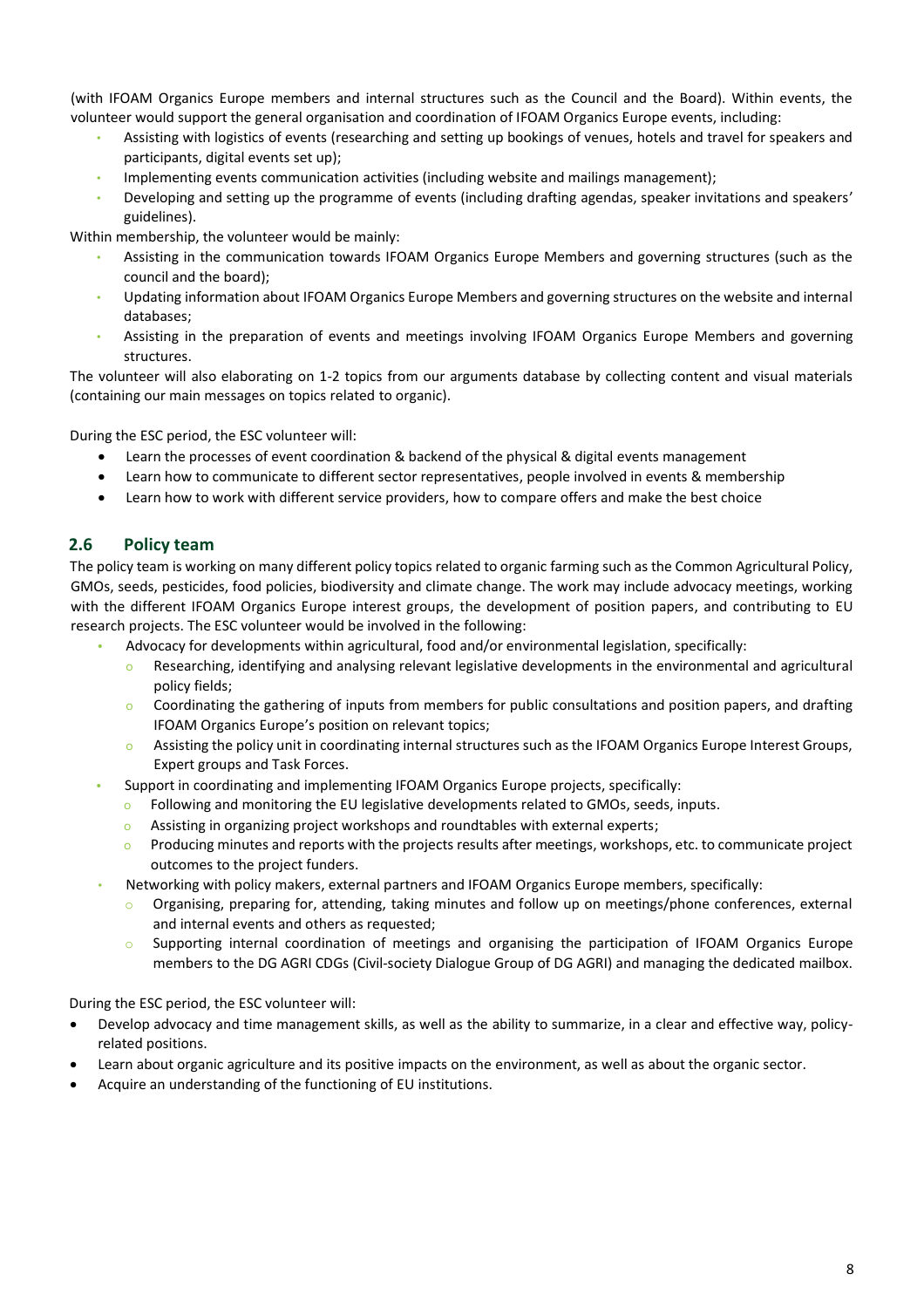(with IFOAM Organics Europe members and internal structures such as the Council and the Board). Within events, the volunteer would support the general organisation and coordination of IFOAM Organics Europe events, including:

- Assisting with logistics of events (researching and setting up bookings of venues, hotels and travel for speakers and participants, digital events set up);
- Implementing events communication activities (including website and mailings management);
- Developing and setting up the programme of events (including drafting agendas, speaker invitations and speakers' guidelines).

Within membership, the volunteer would be mainly:

- Assisting in the communication towards IFOAM Organics Europe Members and governing structures (such as the council and the board);
- Updating information about IFOAM Organics Europe Members and governing structures on the website and internal databases;
- Assisting in the preparation of events and meetings involving IFOAM Organics Europe Members and governing structures.

The volunteer will also elaborating on 1-2 topics from our arguments database by collecting content and visual materials (containing our main messages on topics related to organic).

During the ESC period, the ESC volunteer will:

- Learn the processes of event coordination & backend of the physical & digital events management
- Learn how to communicate to different sector representatives, people involved in events & membership
- Learn how to work with different service providers, how to compare offers and make the best choice

## 2.6 Policy team

The policy team is working on many different policy topics related to organic farming such as the Common Agricultural Policy, GMOs, seeds, pesticides, food policies, biodiversity and climate change. The work may include advocacy meetings, working with the different IFOAM Organics Europe interest groups, the development of position papers, and contributing to EU research projects. The ESC volunteer would be involved in the following:

- Advocacy for developments within agricultural, food and/or environmental legislation, specifically:
  - Researching, identifying and analysing relevant legislative developments in the environmental and agricultural policy fields;
  - Coordinating the gathering of inputs from members for public consultations and position papers, and drafting IFOAM Organics Europe's position on relevant topics;
  - Assisting the policy unit in coordinating internal structures such as the IFOAM Organics Europe Interest Groups, Expert groups and Task Forces.
- Support in coordinating and implementing IFOAM Organics Europe projects, specifically:
  - Following and monitoring the EU legislative developments related to GMOs, seeds, inputs.
  - Assisting in organizing project workshops and roundtables with external experts;
  - Producing minutes and reports with the projects results after meetings, workshops, etc. to communicate project outcomes to the project funders.
- Networking with policy makers, external partners and IFOAM Organics Europe members, specifically:
  - Organising, preparing for, attending, taking minutes and follow up on meetings/phone conferences, external and internal events and others as requested;
  - Supporting internal coordination of meetings and organising the participation of IFOAM Organics Europe members to the DG AGRI CDGs (Civil-society Dialogue Group of DG AGRI) and managing the dedicated mailbox.

During the ESC period, the ESC volunteer will:

- Develop advocacy and time management skills, as well as the ability to summarize, in a clear and effective way, policy-related positions.
- Learn about organic agriculture and its positive impacts on the environment, as well as about the organic sector.
- Acquire an understanding of the functioning of EU institutions.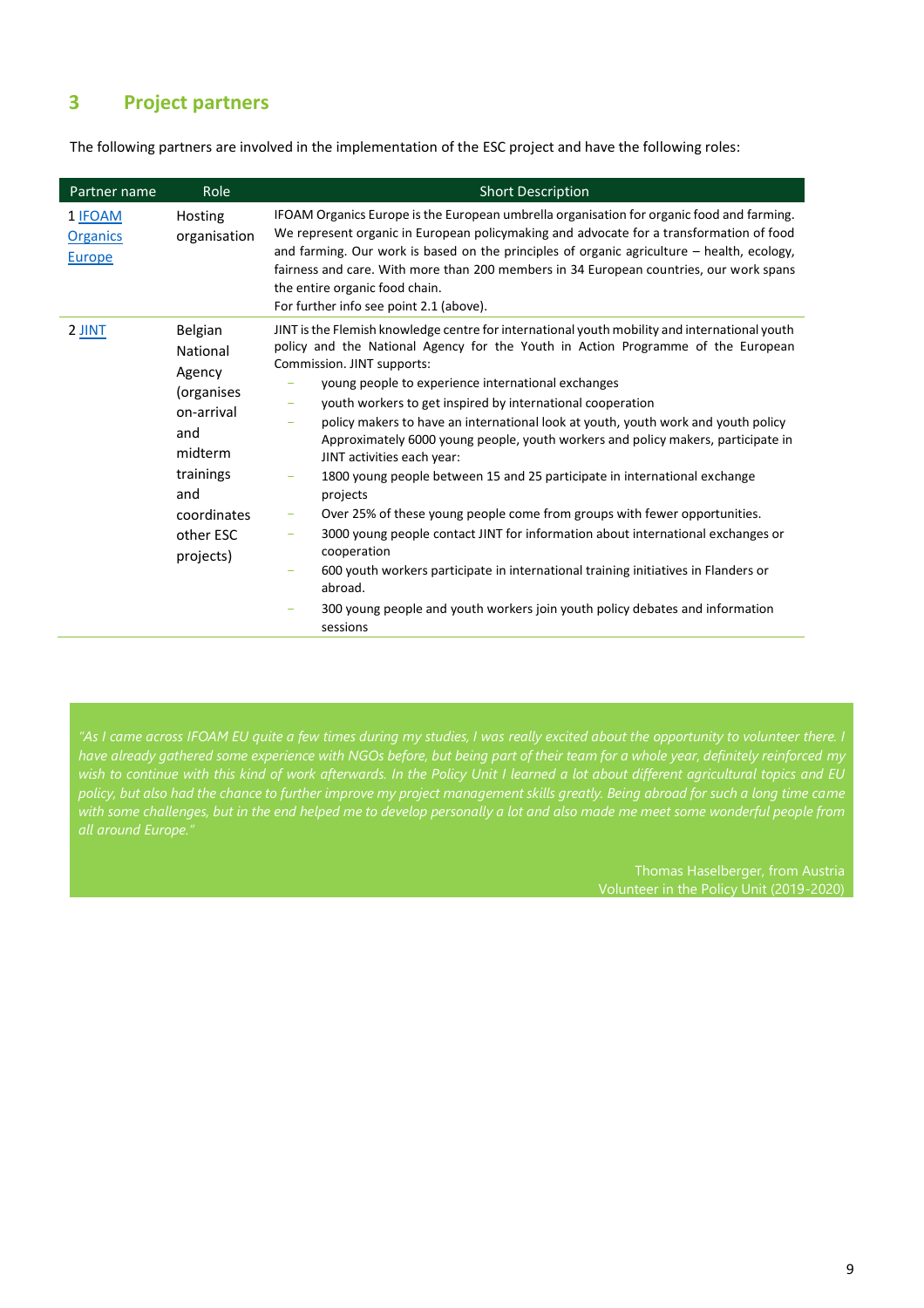## 3 Project partners

The following partners are involved in the implementation of the ESC project and have the following roles:

| Partner name | Role | Short Description |
|---|---|---|
| 1 [IFOAM Organics Europe] | Hosting organisation | IFOAM Organics Europe is the European umbrella organisation for organic food and farming. We represent organic in European policymaking and advocate for a transformation of food and farming. Our work is based on the principles of organic agriculture – health, ecology, fairness and care. With more than 200 members in 34 European countries, our work spans the entire organic food chain.<br>For further info see point 2.1 (above). |
| 2 [JINT] | Belgian National Agency (organises on-arrival and midterm trainings and coordinates other ESC projects) | JINT is the Flemish knowledge centre for international youth mobility and international youth policy and the National Agency for the Youth in Action Programme of the European Commission. JINT supports:<br>– young people to experience international exchanges<br>– youth workers to get inspired by international cooperation<br>– policy makers to have an international look at youth, youth work and youth policy<br>Approximately 6000 young people, youth workers and policy makers, participate in JINT activities each year:<br>– 1800 young people between 15 and 25 participate in international exchange projects<br>– Over 25% of these young people come from groups with fewer opportunities.<br>– 3000 young people contact JINT for information about international exchanges or cooperation<br>– 600 youth workers participate in international training initiatives in Flanders or abroad.<br>– 300 young people and youth workers join youth policy debates and information sessions |

*"As I came across IFOAM EU quite a few times during my studies, I was really excited about the opportunity to volunteer there. I have already gathered some experience with NGOs before, but being part of their team for a whole year, definitely reinforced my wish to continue with this kind of work afterwards. In the Policy Unit I learned a lot about different agricultural topics and EU policy, but also had the chance to further improve my project management skills greatly. Being abroad for such a long time came with some challenges, but in the end helped me to develop personally a lot and also made me meet some wonderful people from all around Europe."*

Thomas Haselberger, from Austria
Volunteer in the Policy Unit (2019-2020)